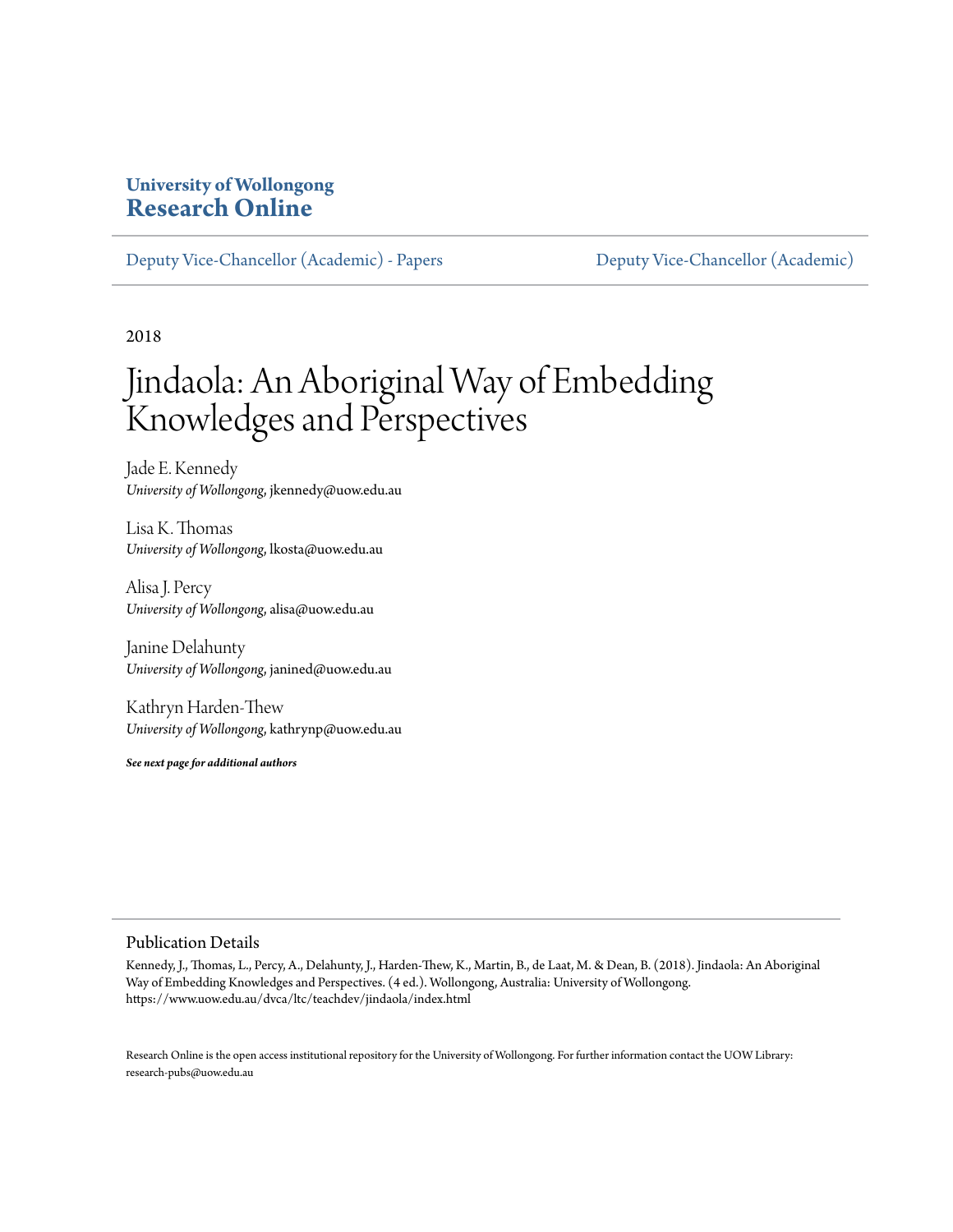**University of Wollongong**
**Research Online**

Deputy Vice-Chancellor (Academic) - Papers | Deputy Vice-Chancellor (Academic)

2018

# Jindaola: An Aboriginal Way of Embedding Knowledges and Perspectives

Jade E. Kennedy
*University of Wollongong*, jkennedy@uow.edu.au

Lisa K. Thomas
*University of Wollongong*, lkosta@uow.edu.au

Alisa J. Percy
*University of Wollongong*, alisa@uow.edu.au

Janine Delahunty
*University of Wollongong*, janined@uow.edu.au

Kathryn Harden-Thew
*University of Wollongong*, kathrynp@uow.edu.au

***See next page for additional authors***

## Publication Details

Kennedy, J., Thomas, L., Percy, A., Delahunty, J., Harden-Thew, K., Martin, B., de Laat, M. & Dean, B. (2018). Jindaola: An Aboriginal Way of Embedding Knowledges and Perspectives. (4 ed.). Wollongong, Australia: University of Wollongong. https://www.uow.edu.au/dvca/ltc/teachdev/jindaola/index.html

Research Online is the open access institutional repository for the University of Wollongong. For further information contact the UOW Library: research-pubs@uow.edu.au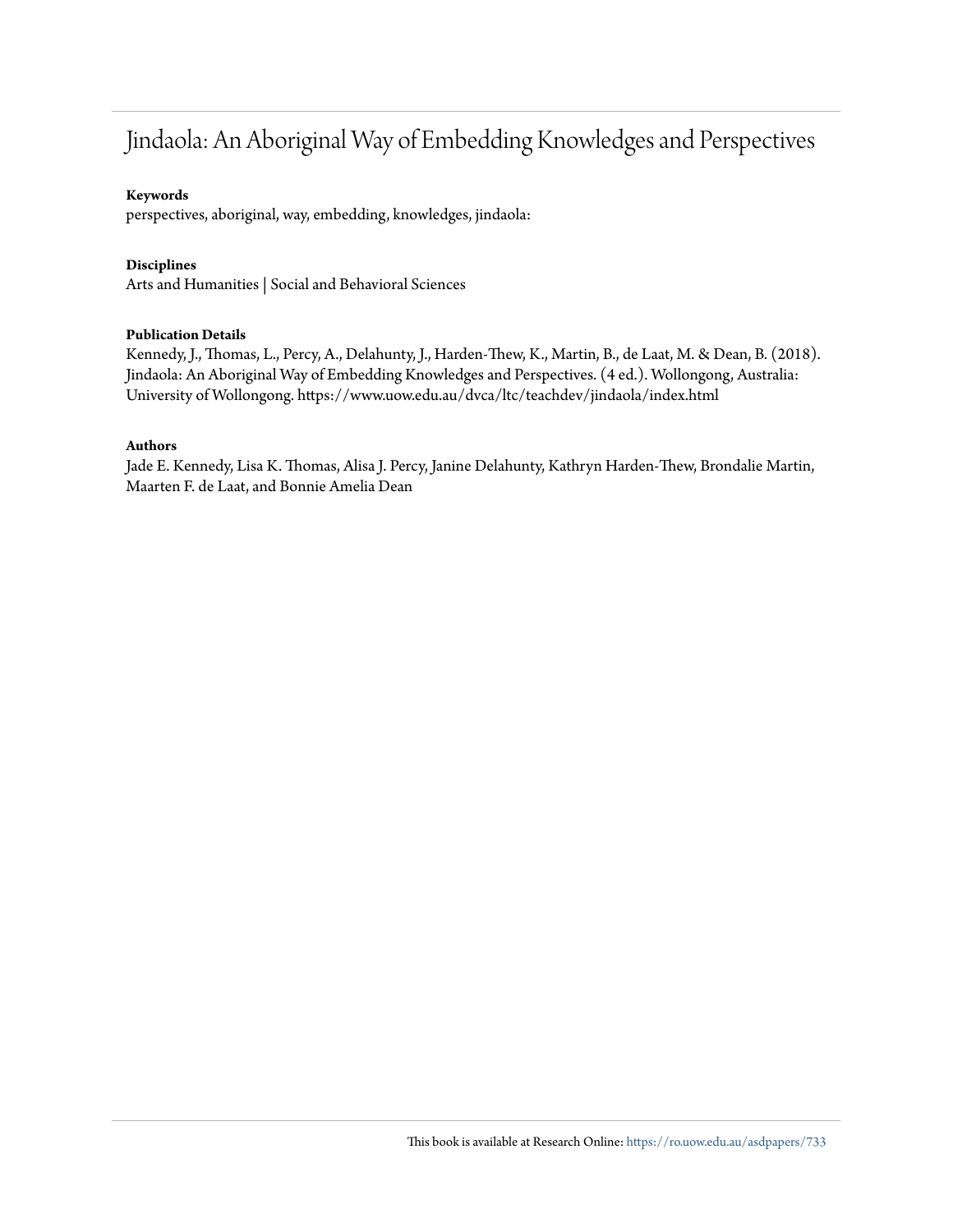# Jindaola: An Aboriginal Way of Embedding Knowledges and Perspectives

**Keywords**

perspectives, aboriginal, way, embedding, knowledges, jindaola:

**Disciplines**

Arts and Humanities | Social and Behavioral Sciences

**Publication Details**

Kennedy, J., Thomas, L., Percy, A., Delahunty, J., Harden-Thew, K., Martin, B., de Laat, M. & Dean, B. (2018). Jindaola: An Aboriginal Way of Embedding Knowledges and Perspectives. (4 ed.). Wollongong, Australia: University of Wollongong. https://www.uow.edu.au/dvca/ltc/teachdev/jindaola/index.html

**Authors**

Jade E. Kennedy, Lisa K. Thomas, Alisa J. Percy, Janine Delahunty, Kathryn Harden-Thew, Brondalie Martin, Maarten F. de Laat, and Bonnie Amelia Dean

This book is available at Research Online: https://ro.uow.edu.au/asdpapers/733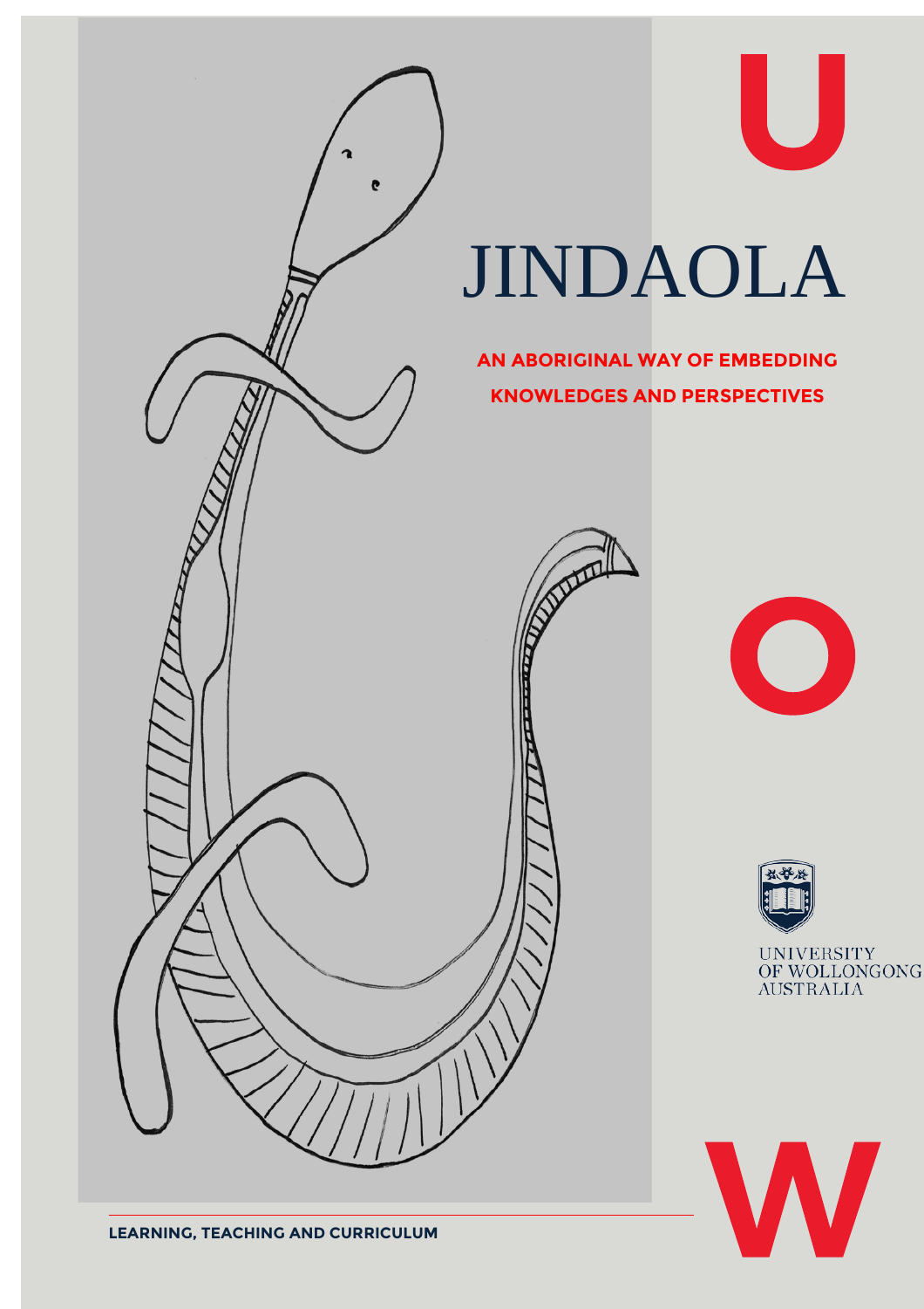# JINDAOLA

**AN ABORIGINAL WAY OF EMBEDDING KNOWLEDGES AND PERSPECTIVES**

UNIVERSITY OF WOLLONGONG AUSTRALIA

**LEARNING, TEACHING AND CURRICULUM**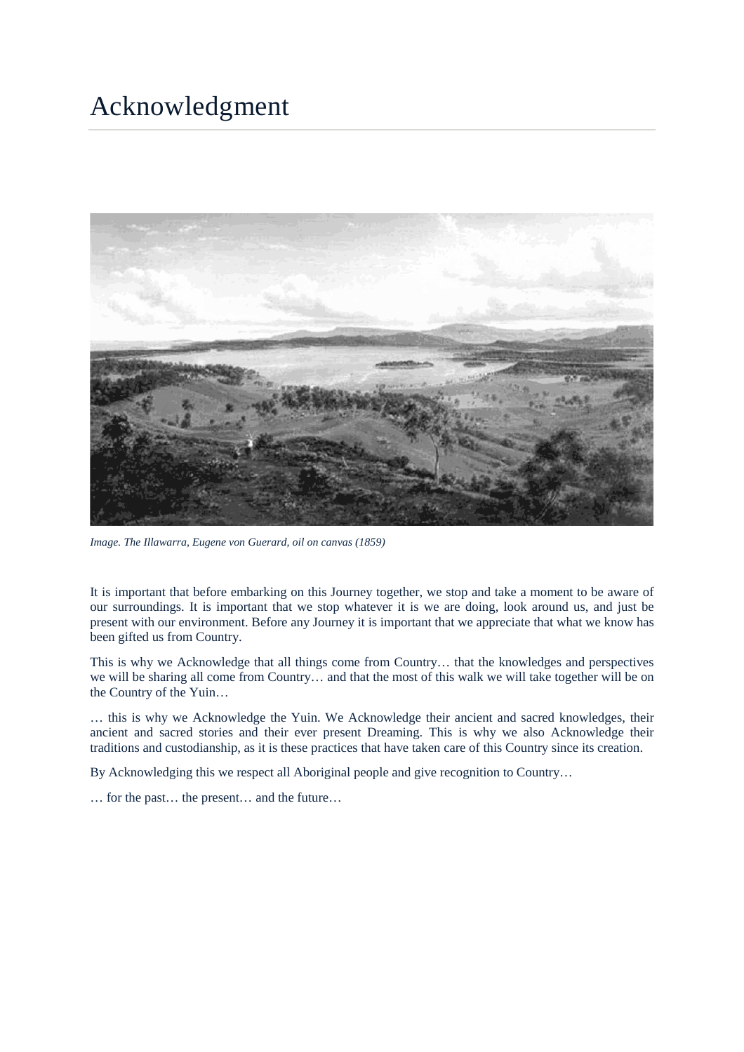# Acknowledgment

*Image. The Illawarra, Eugene von Guerard, oil on canvas (1859)*

It is important that before embarking on this Journey together, we stop and take a moment to be aware of our surroundings. It is important that we stop whatever it is we are doing, look around us, and just be present with our environment. Before any Journey it is important that we appreciate that what we know has been gifted us from Country.

This is why we Acknowledge that all things come from Country… that the knowledges and perspectives we will be sharing all come from Country… and that the most of this walk we will take together will be on the Country of the Yuin…

… this is why we Acknowledge the Yuin. We Acknowledge their ancient and sacred knowledges, their ancient and sacred stories and their ever present Dreaming. This is why we also Acknowledge their traditions and custodianship, as it is these practices that have taken care of this Country since its creation.

By Acknowledging this we respect all Aboriginal people and give recognition to Country…

… for the past… the present… and the future…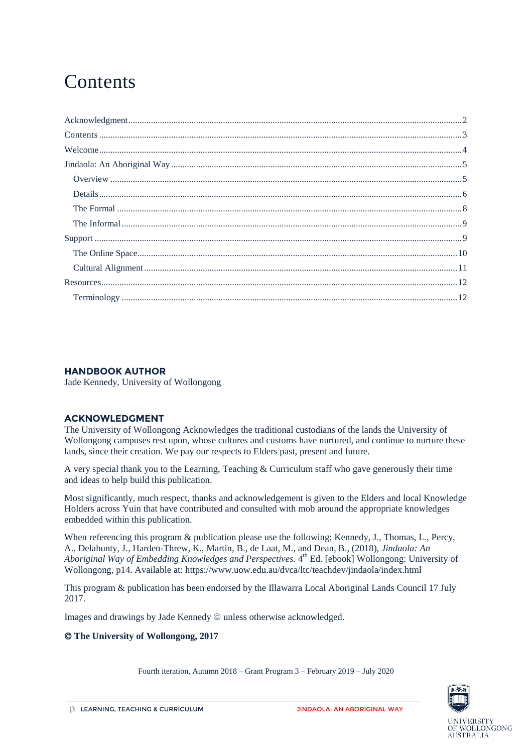# Contents

- Acknowledgment ........ 2
- Contents ........ 3
- Welcome ........ 4
- Jindaola: An Aboriginal Way ........ 5
  - Overview ........ 5
  - Details ........ 6
  - The Formal ........ 8
  - The Informal ........ 9
- Support ........ 9
  - The Online Space ........ 10
  - Cultural Alignment ........ 11
- Resources ........ 12
  - Terminology ........ 12

## HANDBOOK AUTHOR

Jade Kennedy, University of Wollongong

## ACKNOWLEDGMENT

The University of Wollongong Acknowledges the traditional custodians of the lands the University of Wollongong campuses rest upon, whose cultures and customs have nurtured, and continue to nurture these lands, since their creation. We pay our respects to Elders past, present and future.

A very special thank you to the Learning, Teaching & Curriculum staff who gave generously their time and ideas to help build this publication.

Most significantly, much respect, thanks and acknowledgement is given to the Elders and local Knowledge Holders across Yuin that have contributed and consulted with mob around the appropriate knowledges embedded within this publication.

When referencing this program & publication please use the following; Kennedy, J., Thomas, L., Percy, A., Delahunty, J., Harden-Threw, K., Martin, B., de Laat, M., and Dean, B., (2018), *Jindaola: An Aboriginal Way of Embedding Knowledges and Perspectives.* 4th Ed. [ebook] Wollongong: University of Wollongong, p14. Available at: https://www.uow.edu.au/dvca/ltc/teachdev/jindaola/index.html

This program & publication has been endorsed by the Illawarra Local Aboriginal Lands Council 17 July 2017.

Images and drawings by Jade Kennedy © unless otherwise acknowledged.

**© The University of Wollongong, 2017**

Fourth iteration, Autumn 2018 – Grant Program 3 – February 2019 – July 2020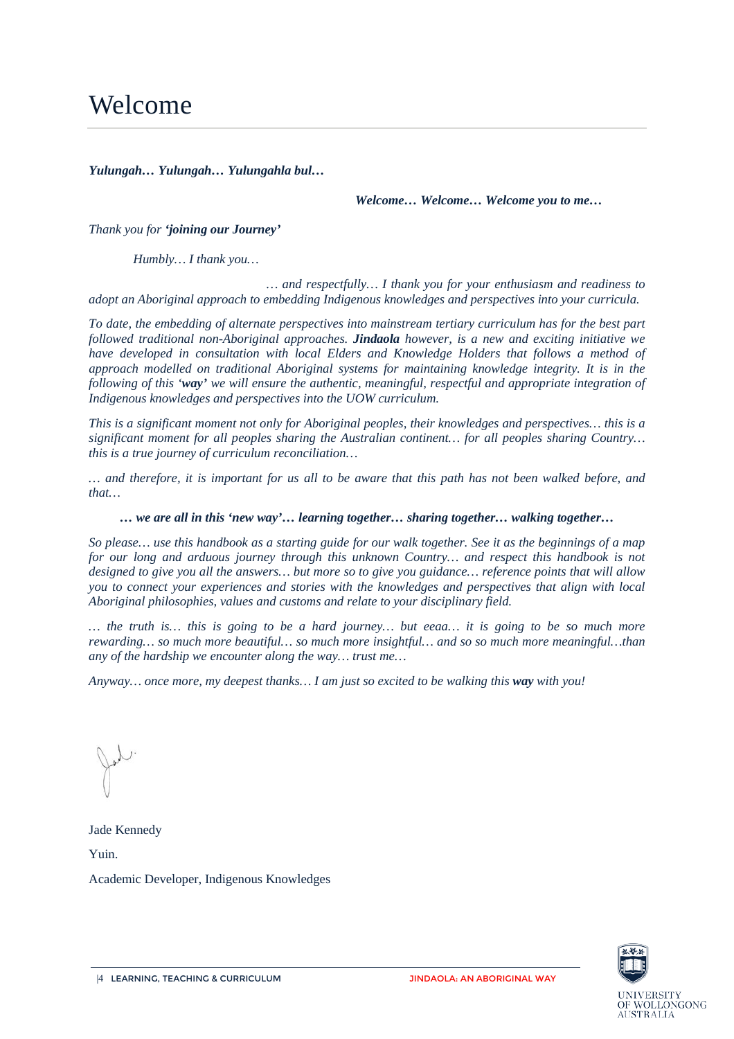# Welcome

***Yulungah… Yulungah… Yulungahla bul…***

***Welcome… Welcome… Welcome you to me…***

*Thank you for **'joining our Journey'***

*Humbly… I thank you…*

*… and respectfully… I thank you for your enthusiasm and readiness to adopt an Aboriginal approach to embedding Indigenous knowledges and perspectives into your curricula.*

*To date, the embedding of alternate perspectives into mainstream tertiary curriculum has for the best part followed traditional non-Aboriginal approaches. **Jindaola** however, is a new and exciting initiative we have developed in consultation with local Elders and Knowledge Holders that follows a method of approach modelled on traditional Aboriginal systems for maintaining knowledge integrity. It is in the following of this '**way'** we will ensure the authentic, meaningful, respectful and appropriate integration of Indigenous knowledges and perspectives into the UOW curriculum.*

*This is a significant moment not only for Aboriginal peoples, their knowledges and perspectives… this is a significant moment for all peoples sharing the Australian continent… for all peoples sharing Country… this is a true journey of curriculum reconciliation…*

*… and therefore, it is important for us all to be aware that this path has not been walked before, and that…*

***… we are all in this 'new way'… learning together… sharing together… walking together…***

*So please… use this handbook as a starting guide for our walk together. See it as the beginnings of a map for our long and arduous journey through this unknown Country… and respect this handbook is not designed to give you all the answers… but more so to give you guidance… reference points that will allow you to connect your experiences and stories with the knowledges and perspectives that align with local Aboriginal philosophies, values and customs and relate to your disciplinary field.*

*… the truth is… this is going to be a hard journey… but eeaa… it is going to be so much more rewarding… so much more beautiful… so much more insightful… and so so much more meaningful…than any of the hardship we encounter along the way… trust me…*

*Anyway… once more, my deepest thanks… I am just so excited to be walking this **way** with you!*

Jade Kennedy

Yuin.

Academic Developer, Indigenous Knowledges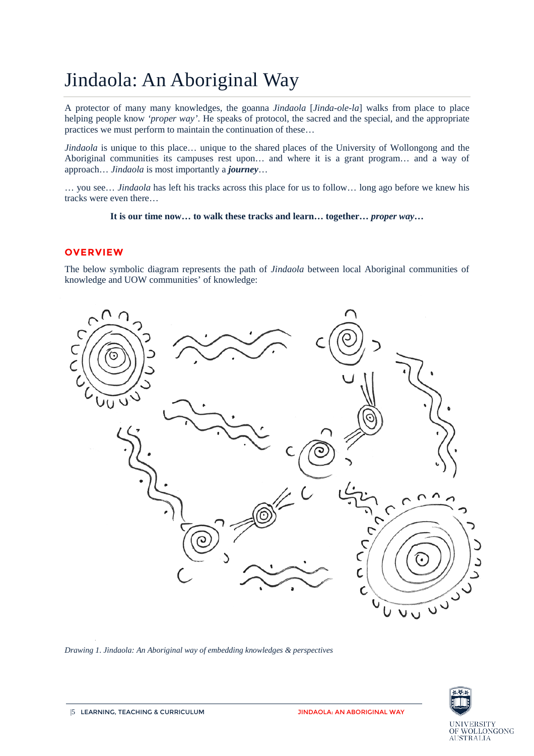# Jindaola: An Aboriginal Way

A protector of many many knowledges, the goanna *Jindaola* [*Jinda-ole-la*] walks from place to place helping people know *'proper way'*. He speaks of protocol, the sacred and the special, and the appropriate practices we must perform to maintain the continuation of these…

*Jindaola* is unique to this place… unique to the shared places of the University of Wollongong and the Aboriginal communities its campuses rest upon… and where it is a grant program… and a way of approach… *Jindaola* is most importantly a ***journey***…

… you see… *Jindaola* has left his tracks across this place for us to follow… long ago before we knew his tracks were even there…

**It is our time now… to walk these tracks and learn… together… *proper way*…**

## OVERVIEW

The below symbolic diagram represents the path of *Jindaola* between local Aboriginal communities of knowledge and UOW communities' of knowledge:

*Drawing 1. Jindaola: An Aboriginal way of embedding knowledges & perspectives*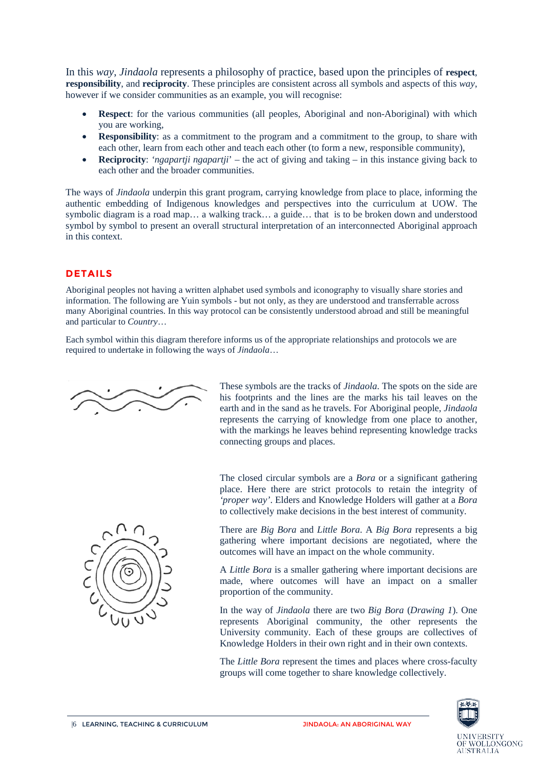In this *way*, *Jindaola* represents a philosophy of practice, based upon the principles of **respect**, **responsibility**, and **reciprocity**. These principles are consistent across all symbols and aspects of this *way*, however if we consider communities as an example, you will recognise:

- **Respect**: for the various communities (all peoples, Aboriginal and non-Aboriginal) with which you are working,
- **Responsibility**: as a commitment to the program and a commitment to the group, to share with each other, learn from each other and teach each other (to form a new, responsible community),
- **Reciprocity**: '*ngapartji ngapartji*' – the act of giving and taking – in this instance giving back to each other and the broader communities.

The ways of *Jindaola* underpin this grant program, carrying knowledge from place to place, informing the authentic embedding of Indigenous knowledges and perspectives into the curriculum at UOW. The symbolic diagram is a road map… a walking track… a guide… that is to be broken down and understood symbol by symbol to present an overall structural interpretation of an interconnected Aboriginal approach in this context.

## DETAILS

Aboriginal peoples not having a written alphabet used symbols and iconography to visually share stories and information. The following are Yuin symbols - but not only, as they are understood and transferrable across many Aboriginal countries. In this way protocol can be consistently understood abroad and still be meaningful and particular to *Country*…

Each symbol within this diagram therefore informs us of the appropriate relationships and protocols we are required to undertake in following the ways of *Jindaola*…

These symbols are the tracks of *Jindaola*. The spots on the side are his footprints and the lines are the marks his tail leaves on the earth and in the sand as he travels. For Aboriginal people, *Jindaola* represents the carrying of knowledge from one place to another, with the markings he leaves behind representing knowledge tracks connecting groups and places.

The closed circular symbols are a *Bora* or a significant gathering place. Here there are strict protocols to retain the integrity of *'proper way'*. Elders and Knowledge Holders will gather at a *Bora* to collectively make decisions in the best interest of community.

There are *Big Bora* and *Little Bora*. A *Big Bora* represents a big gathering where important decisions are negotiated, where the outcomes will have an impact on the whole community.

A *Little Bora* is a smaller gathering where important decisions are made, where outcomes will have an impact on a smaller proportion of the community.

In the way of *Jindaola* there are two *Big Bora* (*Drawing 1*). One represents Aboriginal community, the other represents the University community. Each of these groups are collectives of Knowledge Holders in their own right and in their own contexts.

The *Little Bora* represent the times and places where cross-faculty groups will come together to share knowledge collectively.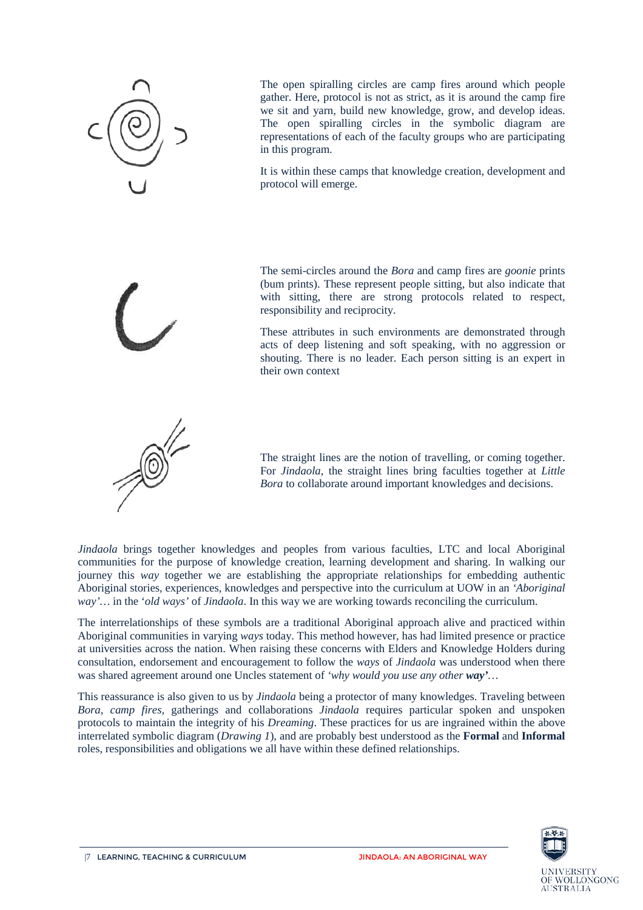The open spiralling circles are camp fires around which people gather. Here, protocol is not as strict, as it is around the camp fire we sit and yarn, build new knowledge, grow, and develop ideas. The open spiralling circles in the symbolic diagram are representations of each of the faculty groups who are participating in this program.

It is within these camps that knowledge creation, development and protocol will emerge.

The semi-circles around the *Bora* and camp fires are *goonie* prints (bum prints). These represent people sitting, but also indicate that with sitting, there are strong protocols related to respect, responsibility and reciprocity.

These attributes in such environments are demonstrated through acts of deep listening and soft speaking, with no aggression or shouting. There is no leader. Each person sitting is an expert in their own context

The straight lines are the notion of travelling, or coming together. For *Jindaola*, the straight lines bring faculties together at *Little Bora* to collaborate around important knowledges and decisions.

*Jindaola* brings together knowledges and peoples from various faculties, LTC and local Aboriginal communities for the purpose of knowledge creation, learning development and sharing. In walking our journey this *way* together we are establishing the appropriate relationships for embedding authentic Aboriginal stories, experiences, knowledges and perspective into the curriculum at UOW in an *'Aboriginal way'*… in the '*old ways'* of *Jindaola*. In this way we are working towards reconciling the curriculum.

The interrelationships of these symbols are a traditional Aboriginal approach alive and practiced within Aboriginal communities in varying *ways* today. This method however, has had limited presence or practice at universities across the nation. When raising these concerns with Elders and Knowledge Holders during consultation, endorsement and encouragement to follow the *ways* of *Jindaola* was understood when there was shared agreement around one Uncles statement of *'why would you use any other **way'***…

This reassurance is also given to us by *Jindaola* being a protector of many knowledges. Traveling between *Bora*, *camp fires*, gatherings and collaborations *Jindaola* requires particular spoken and unspoken protocols to maintain the integrity of his *Dreaming*. These practices for us are ingrained within the above interrelated symbolic diagram (*Drawing 1*), and are probably best understood as the **Formal** and **Informal** roles, responsibilities and obligations we all have within these defined relationships.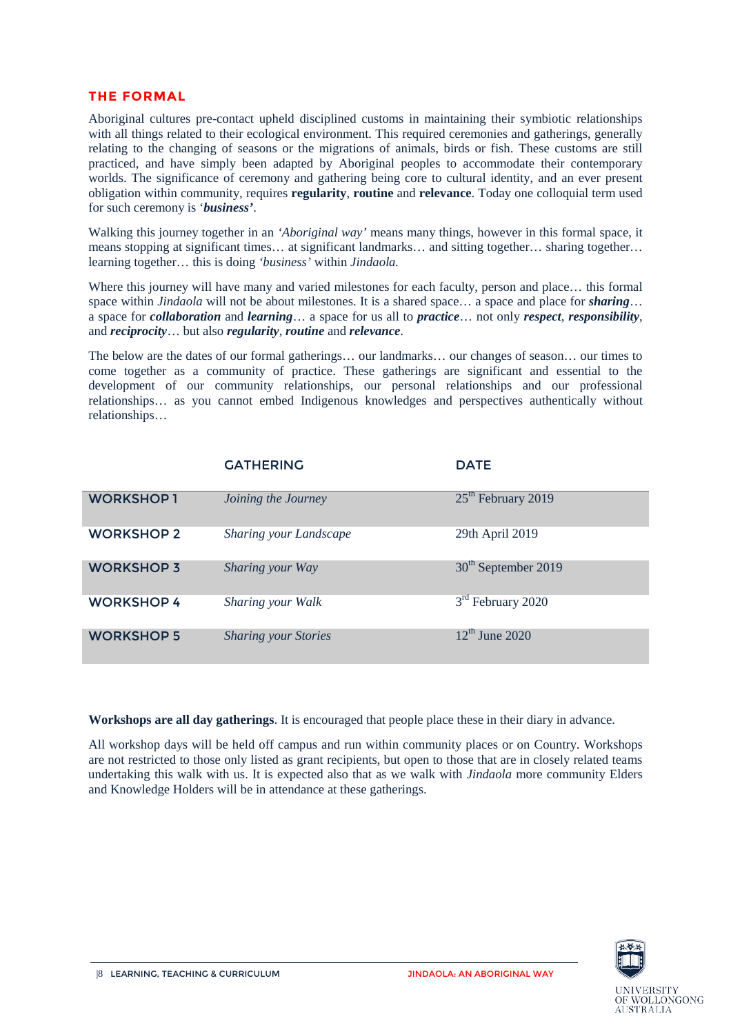## THE FORMAL

Aboriginal cultures pre-contact upheld disciplined customs in maintaining their symbiotic relationships with all things related to their ecological environment. This required ceremonies and gatherings, generally relating to the changing of seasons or the migrations of animals, birds or fish. These customs are still practiced, and have simply been adapted by Aboriginal peoples to accommodate their contemporary worlds. The significance of ceremony and gathering being core to cultural identity, and an ever present obligation within community, requires **regularity**, **routine** and **relevance**. Today one colloquial term used for such ceremony is '***business'***.

Walking this journey together in an *'Aboriginal way'* means many things, however in this formal space, it means stopping at significant times… at significant landmarks… and sitting together… sharing together… learning together… this is doing *'business'* within *Jindaola.*

Where this journey will have many and varied milestones for each faculty, person and place… this formal space within *Jindaola* will not be about milestones. It is a shared space… a space and place for ***sharing***… a space for ***collaboration*** and ***learning***… a space for us all to ***practice***… not only ***respect***, ***responsibility***, and ***reciprocity***… but also ***regularity***, ***routine*** and ***relevance***.

The below are the dates of our formal gatherings… our landmarks… our changes of season… our times to come together as a community of practice. These gatherings are significant and essential to the development of our community relationships, our personal relationships and our professional relationships… as you cannot embed Indigenous knowledges and perspectives authentically without relationships…

| | GATHERING | DATE |
|---|---|---|
| WORKSHOP 1 | *Joining the Journey* | 25th February 2019 |
| WORKSHOP 2 | *Sharing your Landscape* | 29th April 2019 |
| WORKSHOP 3 | *Sharing your Way* | 30th September 2019 |
| WORKSHOP 4 | *Sharing your Walk* | 3rd February 2020 |
| WORKSHOP 5 | *Sharing your Stories* | 12th June 2020 |

**Workshops are all day gatherings**. It is encouraged that people place these in their diary in advance.

All workshop days will be held off campus and run within community places or on Country. Workshops are not restricted to those only listed as grant recipients, but open to those that are in closely related teams undertaking this walk with us. It is expected also that as we walk with *Jindaola* more community Elders and Knowledge Holders will be in attendance at these gatherings.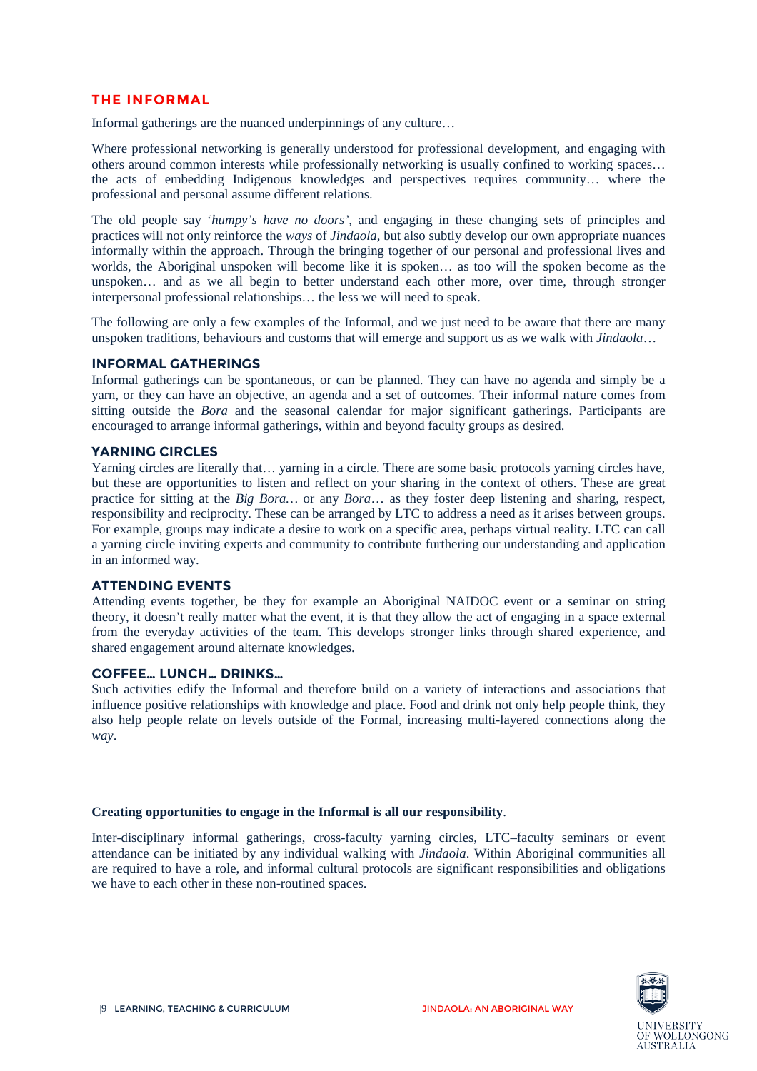## THE INFORMAL

Informal gatherings are the nuanced underpinnings of any culture…

Where professional networking is generally understood for professional development, and engaging with others around common interests while professionally networking is usually confined to working spaces… the acts of embedding Indigenous knowledges and perspectives requires community… where the professional and personal assume different relations.

The old people say '*humpy's have no doors'*, and engaging in these changing sets of principles and practices will not only reinforce the *ways* of *Jindaola*, but also subtly develop our own appropriate nuances informally within the approach. Through the bringing together of our personal and professional lives and worlds, the Aboriginal unspoken will become like it is spoken… as too will the spoken become as the unspoken… and as we all begin to better understand each other more, over time, through stronger interpersonal professional relationships… the less we will need to speak.

The following are only a few examples of the Informal, and we just need to be aware that there are many unspoken traditions, behaviours and customs that will emerge and support us as we walk with *Jindaola*…

### INFORMAL GATHERINGS

Informal gatherings can be spontaneous, or can be planned. They can have no agenda and simply be a yarn, or they can have an objective, an agenda and a set of outcomes. Their informal nature comes from sitting outside the *Bora* and the seasonal calendar for major significant gatherings. Participants are encouraged to arrange informal gatherings, within and beyond faculty groups as desired.

### YARNING CIRCLES

Yarning circles are literally that… yarning in a circle. There are some basic protocols yarning circles have, but these are opportunities to listen and reflect on your sharing in the context of others. These are great practice for sitting at the *Big Bora…* or any *Bora*… as they foster deep listening and sharing, respect, responsibility and reciprocity. These can be arranged by LTC to address a need as it arises between groups. For example, groups may indicate a desire to work on a specific area, perhaps virtual reality. LTC can call a yarning circle inviting experts and community to contribute furthering our understanding and application in an informed way.

### ATTENDING EVENTS

Attending events together, be they for example an Aboriginal NAIDOC event or a seminar on string theory, it doesn't really matter what the event, it is that they allow the act of engaging in a space external from the everyday activities of the team. This develops stronger links through shared experience, and shared engagement around alternate knowledges.

### COFFEE… LUNCH… DRINKS…

Such activities edify the Informal and therefore build on a variety of interactions and associations that influence positive relationships with knowledge and place. Food and drink not only help people think, they also help people relate on levels outside of the Formal, increasing multi-layered connections along the *way*.

**Creating opportunities to engage in the Informal is all our responsibility**.

Inter-disciplinary informal gatherings, cross-faculty yarning circles, LTC–faculty seminars or event attendance can be initiated by any individual walking with *Jindaola*. Within Aboriginal communities all are required to have a role, and informal cultural protocols are significant responsibilities and obligations we have to each other in these non-routined spaces.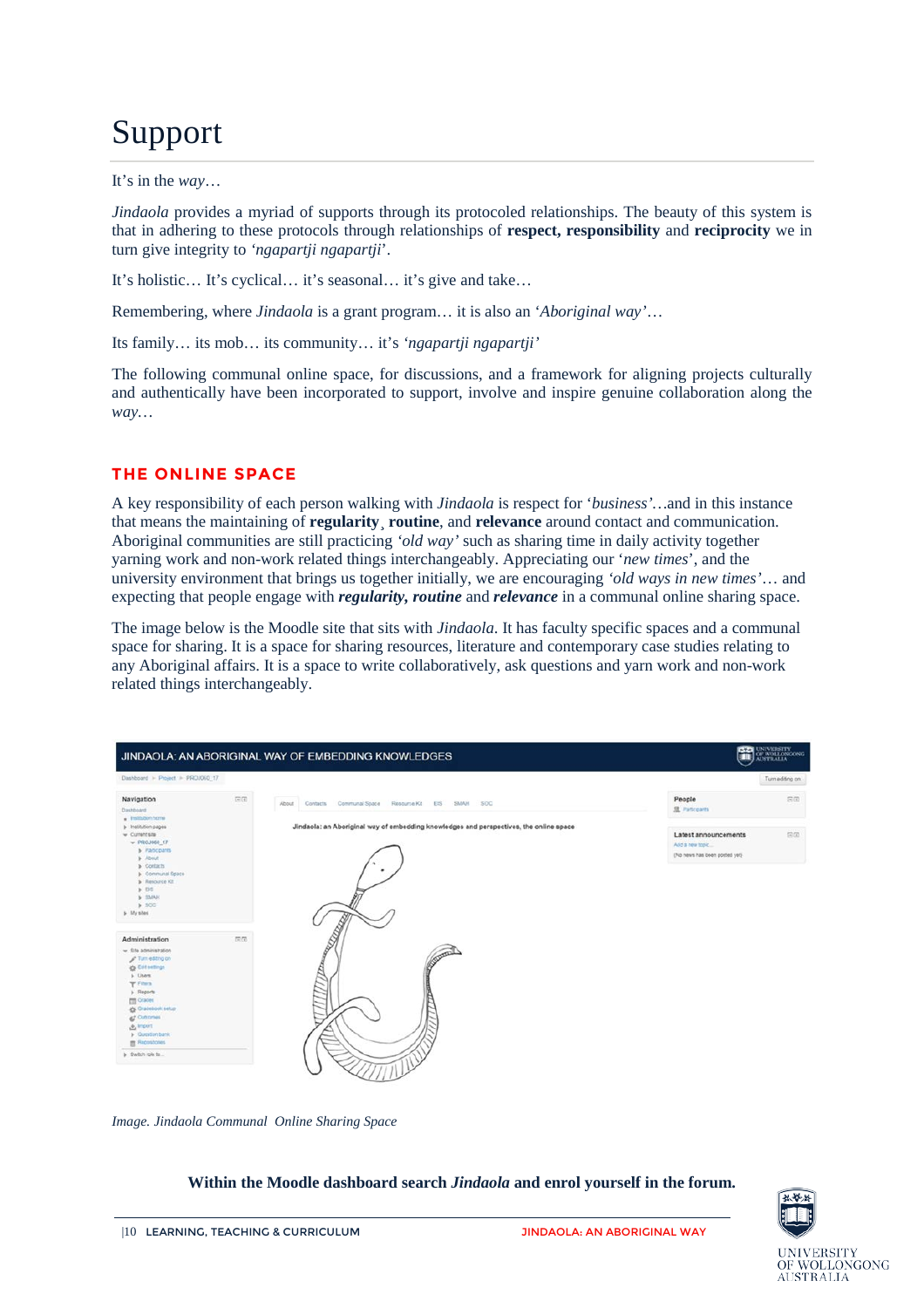# Support

It's in the *way*…

*Jindaola* provides a myriad of supports through its protocoled relationships. The beauty of this system is that in adhering to these protocols through relationships of **respect, responsibility** and **reciprocity** we in turn give integrity to *'ngapartji ngapartji*'.

It's holistic… It's cyclical… it's seasonal… it's give and take…

Remembering, where *Jindaola* is a grant program… it is also an '*Aboriginal way*'…

Its family… its mob… its community… it's *'ngapartji ngapartji'*

The following communal online space, for discussions, and a framework for aligning projects culturally and authentically have been incorporated to support, involve and inspire genuine collaboration along the *way…*

## THE ONLINE SPACE

A key responsibility of each person walking with *Jindaola* is respect for '*business*'…and in this instance that means the maintaining of **regularity**¸ **routine**, and **relevance** around contact and communication. Aboriginal communities are still practicing *'old way'* such as sharing time in daily activity together yarning work and non-work related things interchangeably. Appreciating our '*new times*', and the university environment that brings us together initially, we are encouraging *'old ways in new times*'… and expecting that people engage with ***regularity, routine*** and ***relevance*** in a communal online sharing space.

The image below is the Moodle site that sits with *Jindaola*. It has faculty specific spaces and a communal space for sharing. It is a space for sharing resources, literature and contemporary case studies relating to any Aboriginal affairs. It is a space to write collaboratively, ask questions and yarn work and non-work related things interchangeably.

*Image. Jindaola Communal Online Sharing Space*

**Within the Moodle dashboard search *Jindaola* and enrol yourself in the forum.**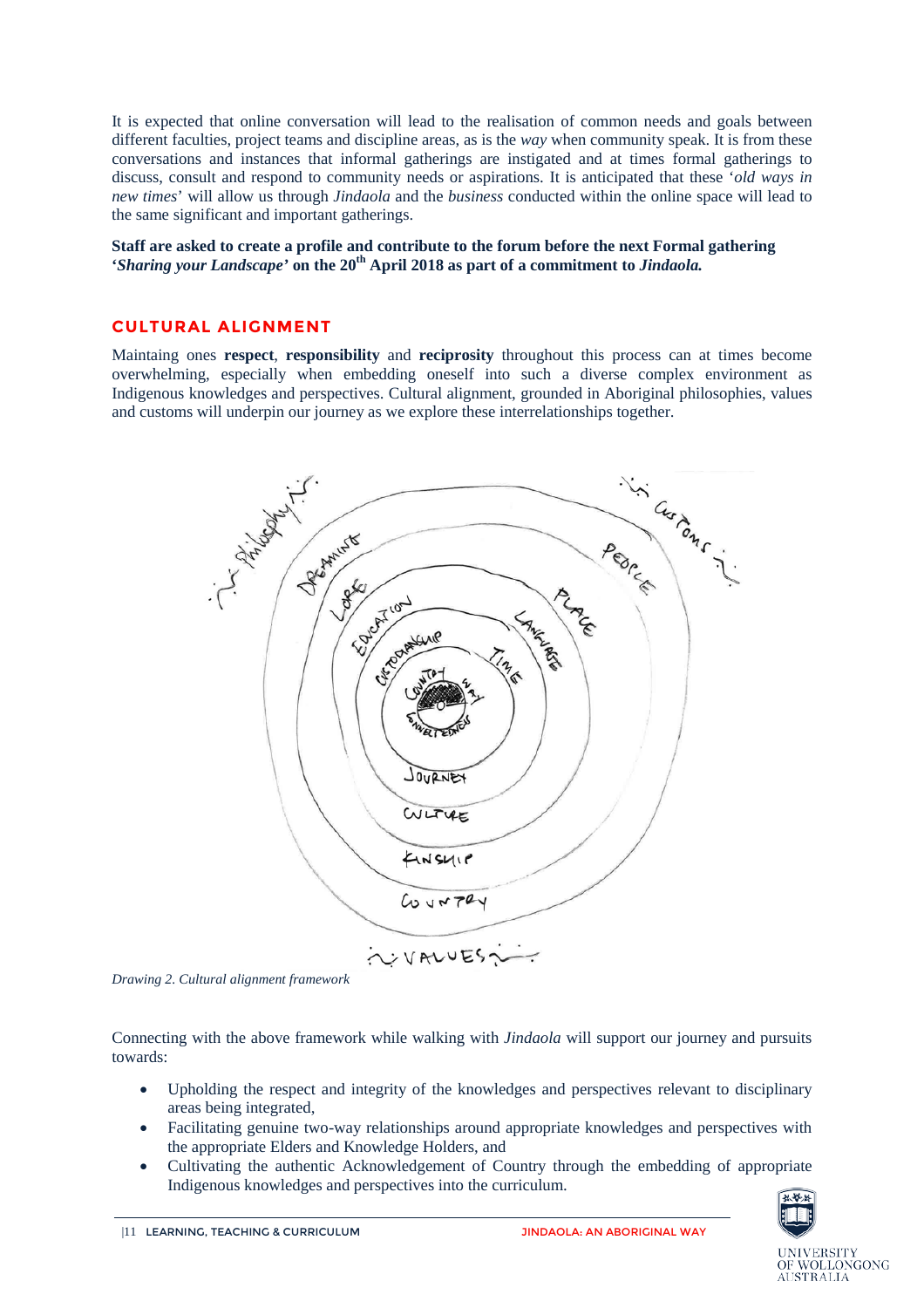It is expected that online conversation will lead to the realisation of common needs and goals between different faculties, project teams and discipline areas, as is the *way* when community speak. It is from these conversations and instances that informal gatherings are instigated and at times formal gatherings to discuss, consult and respond to community needs or aspirations. It is anticipated that these '*old ways in new times*' will allow us through *Jindaola* and the *business* conducted within the online space will lead to the same significant and important gatherings.

**Staff are asked to create a profile and contribute to the forum before the next Formal gathering '*Sharing your Landscape*' on the 20th April 2018 as part of a commitment to *Jindaola.***

## CULTURAL ALIGNMENT

Maintaining ones **respect**, **responsibility** and **reciprocity** throughout this process can at times become overwhelming, especially when embedding oneself into such a diverse complex environment as Indigenous knowledges and perspectives. Cultural alignment, grounded in Aboriginal philosophies, values and customs will underpin our journey as we explore these interrelationships together.

*Drawing 2. Cultural alignment framework*

Connecting with the above framework while walking with *Jindaola* will support our journey and pursuits towards:

- Upholding the respect and integrity of the knowledges and perspectives relevant to disciplinary areas being integrated,
- Facilitating genuine two-way relationships around appropriate knowledges and perspectives with the appropriate Elders and Knowledge Holders, and
- Cultivating the authentic Acknowledgement of Country through the embedding of appropriate Indigenous knowledges and perspectives into the curriculum.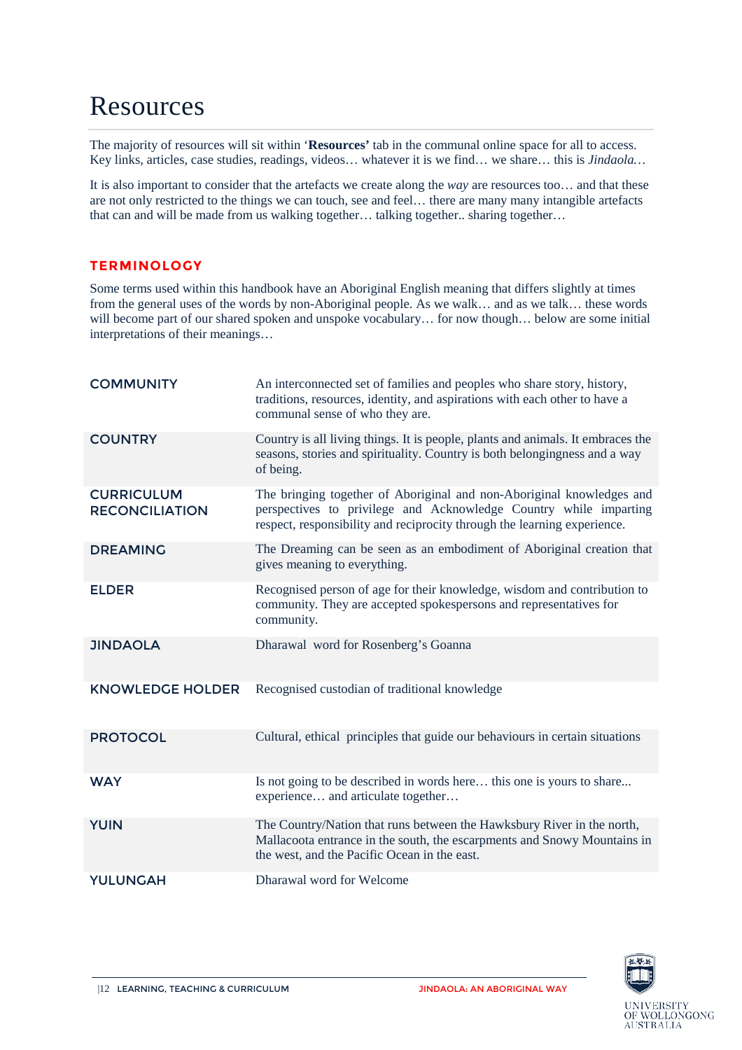# Resources

The majority of resources will sit within '**Resources'** tab in the communal online space for all to access. Key links, articles, case studies, readings, videos… whatever it is we find… we share… this is *Jindaola…*

It is also important to consider that the artefacts we create along the *way* are resources too… and that these are not only restricted to the things we can touch, see and feel… there are many many intangible artefacts that can and will be made from us walking together… talking together.. sharing together…

## TERMINOLOGY

Some terms used within this handbook have an Aboriginal English meaning that differs slightly at times from the general uses of the words by non-Aboriginal people. As we walk… and as we talk… these words will become part of our shared spoken and unspoke vocabulary… for now though… below are some initial interpretations of their meanings…

| | |
|---|---|
| **COMMUNITY** | An interconnected set of families and peoples who share story, history, traditions, resources, identity, and aspirations with each other to have a communal sense of who they are. |
| **COUNTRY** | Country is all living things. It is people, plants and animals. It embraces the seasons, stories and spirituality. Country is both belongingness and a way of being. |
| **CURRICULUM RECONCILIATION** | The bringing together of Aboriginal and non-Aboriginal knowledges and perspectives to privilege and Acknowledge Country while imparting respect, responsibility and reciprocity through the learning experience. |
| **DREAMING** | The Dreaming can be seen as an embodiment of Aboriginal creation that gives meaning to everything. |
| **ELDER** | Recognised person of age for their knowledge, wisdom and contribution to community. They are accepted spokespersons and representatives for community. |
| **JINDAOLA** | Dharawal word for Rosenberg's Goanna |
| **KNOWLEDGE HOLDER** | Recognised custodian of traditional knowledge |
| **PROTOCOL** | Cultural, ethical principles that guide our behaviours in certain situations |
| **WAY** | Is not going to be described in words here… this one is yours to share... experience… and articulate together… |
| **YUIN** | The Country/Nation that runs between the Hawksbury River in the north, Mallacoota entrance in the south, the escarpments and Snowy Mountains in the west, and the Pacific Ocean in the east. |
| **YULUNGAH** | Dharawal word for Welcome |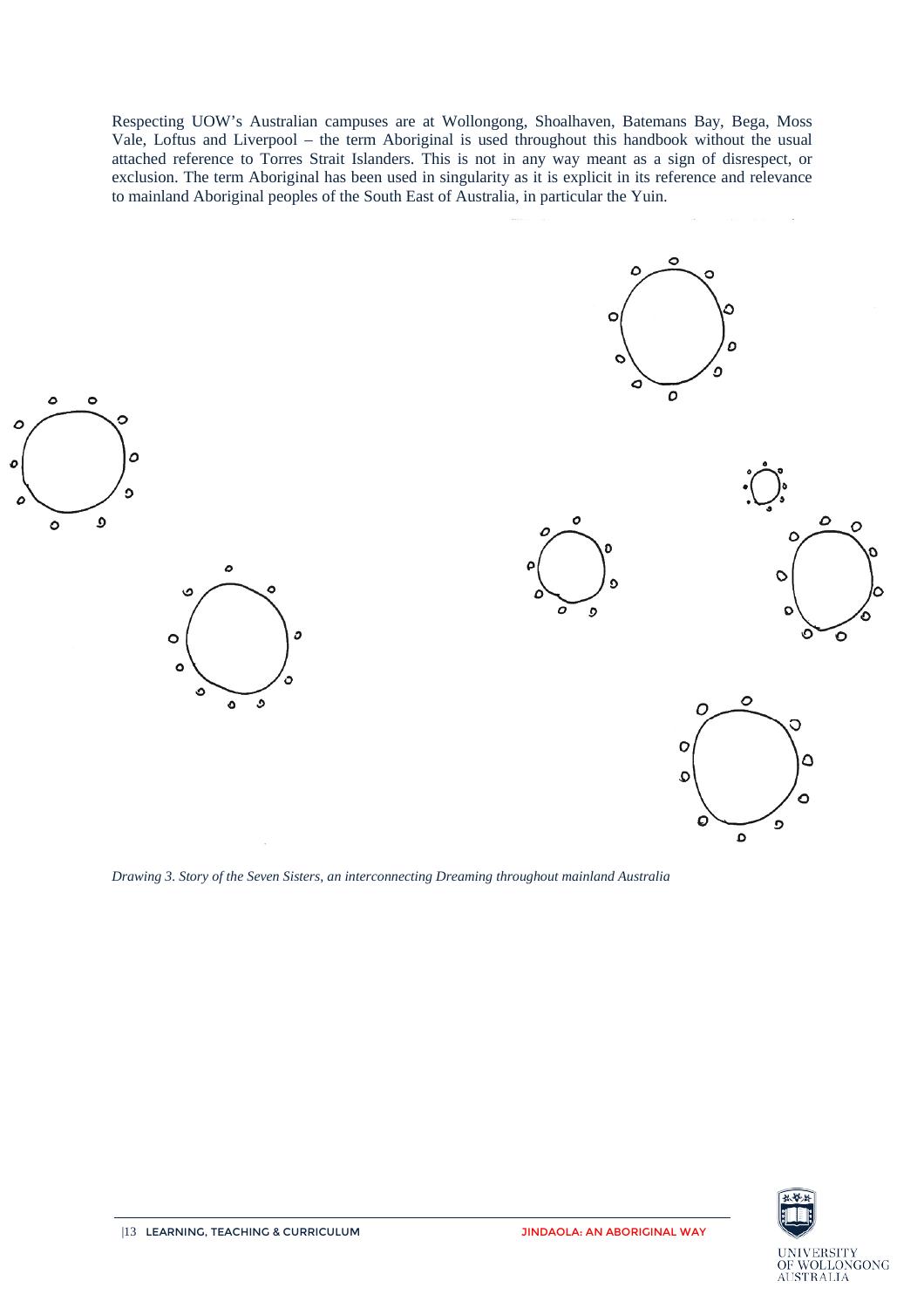Respecting UOW's Australian campuses are at Wollongong, Shoalhaven, Batemans Bay, Bega, Moss Vale, Loftus and Liverpool – the term Aboriginal is used throughout this handbook without the usual attached reference to Torres Strait Islanders. This is not in any way meant as a sign of disrespect, or exclusion. The term Aboriginal has been used in singularity as it is explicit in its reference and relevance to mainland Aboriginal peoples of the South East of Australia, in particular the Yuin.

*Drawing 3. Story of the Seven Sisters, an interconnecting Dreaming throughout mainland Australia*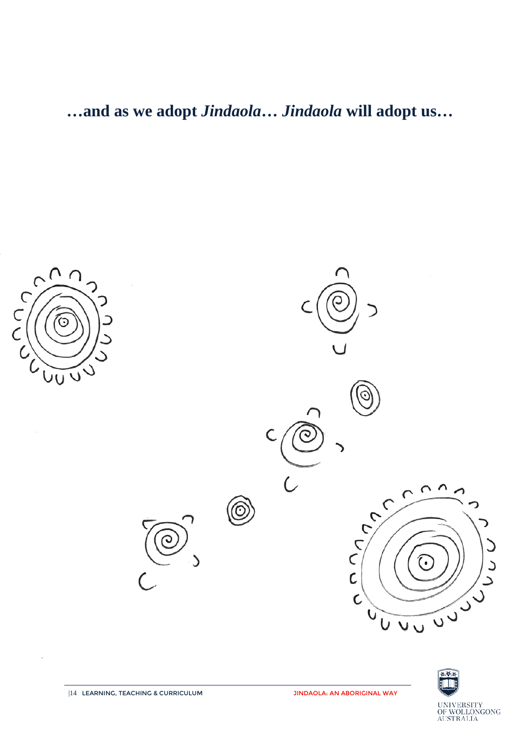**…and as we adopt *Jindaola*… *Jindaola* will adopt us…**